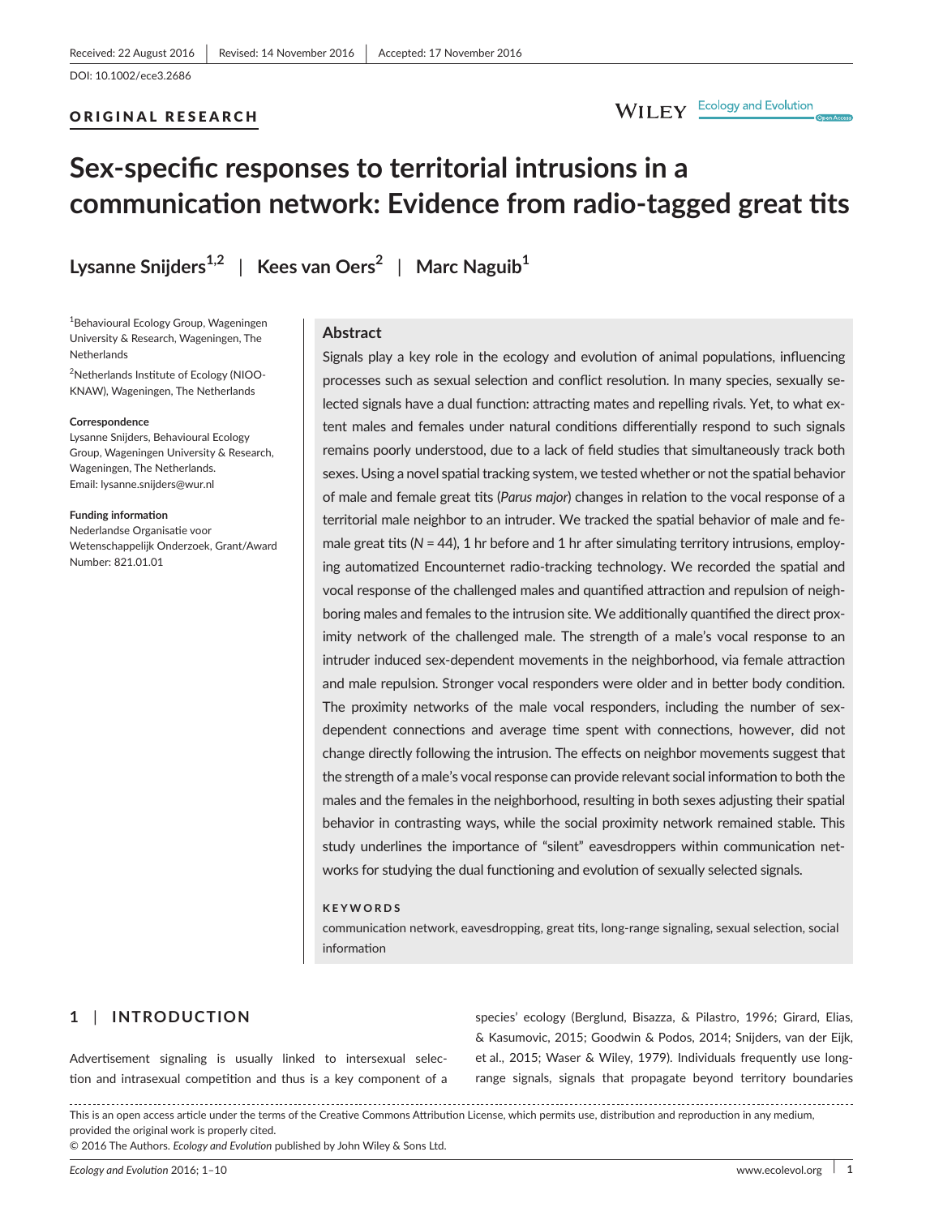Received: 22 August 2016 | Revised: 14 November 2016 | Accepted: 17 November 2016

DOI: 10.1002/ece3.2686

ORIGINAL RESEARCH

# Sex-specific responses to territorial intrusions in a communication network: Evidence from radio-tagged great tits

Lysanne Snijders[1,2] | Kees van Oers[2] | Marc Naguib[1]

[1]Behavioural Ecology Group, Wageningen University & Research, Wageningen, The Netherlands

[2]Netherlands Institute of Ecology (NIOO-KNAW), Wageningen, The Netherlands

**Correspondence**
Lysanne Snijders, Behavioural Ecology Group, Wageningen University & Research, Wageningen, The Netherlands.
Email: lysanne.snijders@wur.nl

**Funding information**
Nederlandse Organisatie voor Wetenschappelijk Onderzoek, Grant/Award Number: 821.01.01

## Abstract

Signals play a key role in the ecology and evolution of animal populations, influencing processes such as sexual selection and conflict resolution. In many species, sexually selected signals have a dual function: attracting mates and repelling rivals. Yet, to what extent males and females under natural conditions differentially respond to such signals remains poorly understood, due to a lack of field studies that simultaneously track both sexes. Using a novel spatial tracking system, we tested whether or not the spatial behavior of male and female great tits (*Parus major*) changes in relation to the vocal response of a territorial male neighbor to an intruder. We tracked the spatial behavior of male and female great tits (*N* = 44), 1 hr before and 1 hr after simulating territory intrusions, employing automatized Encounternet radio-tracking technology. We recorded the spatial and vocal response of the challenged males and quantified attraction and repulsion of neighboring males and females to the intrusion site. We additionally quantified the direct proximity network of the challenged male. The strength of a male's vocal response to an intruder induced sex-dependent movements in the neighborhood, via female attraction and male repulsion. Stronger vocal responders were older and in better body condition. The proximity networks of the male vocal responders, including the number of sex-dependent connections and average time spent with connections, however, did not change directly following the intrusion. The effects on neighbor movements suggest that the strength of a male's vocal response can provide relevant social information to both the males and the females in the neighborhood, resulting in both sexes adjusting their spatial behavior in contrasting ways, while the social proximity network remained stable. This study underlines the importance of "silent" eavesdroppers within communication networks for studying the dual functioning and evolution of sexually selected signals.

**KEYWORDS**

communication network, eavesdropping, great tits, long-range signaling, sexual selection, social information

## 1 | INTRODUCTION

Advertisement signaling is usually linked to intersexual selection and intrasexual competition and thus is a key component of a species' ecology (Berglund, Bisazza, & Pilastro, 1996; Girard, Elias, & Kasumovic, 2015; Goodwin & Podos, 2014; Snijders, van der Eijk, et al., 2015; Waser & Wiley, 1979). Individuals frequently use long-range signals, signals that propagate beyond territory boundaries

This is an open access article under the terms of the Creative Commons Attribution License, which permits use, distribution and reproduction in any medium, provided the original work is properly cited.
© 2016 The Authors. *Ecology and Evolution* published by John Wiley & Sons Ltd.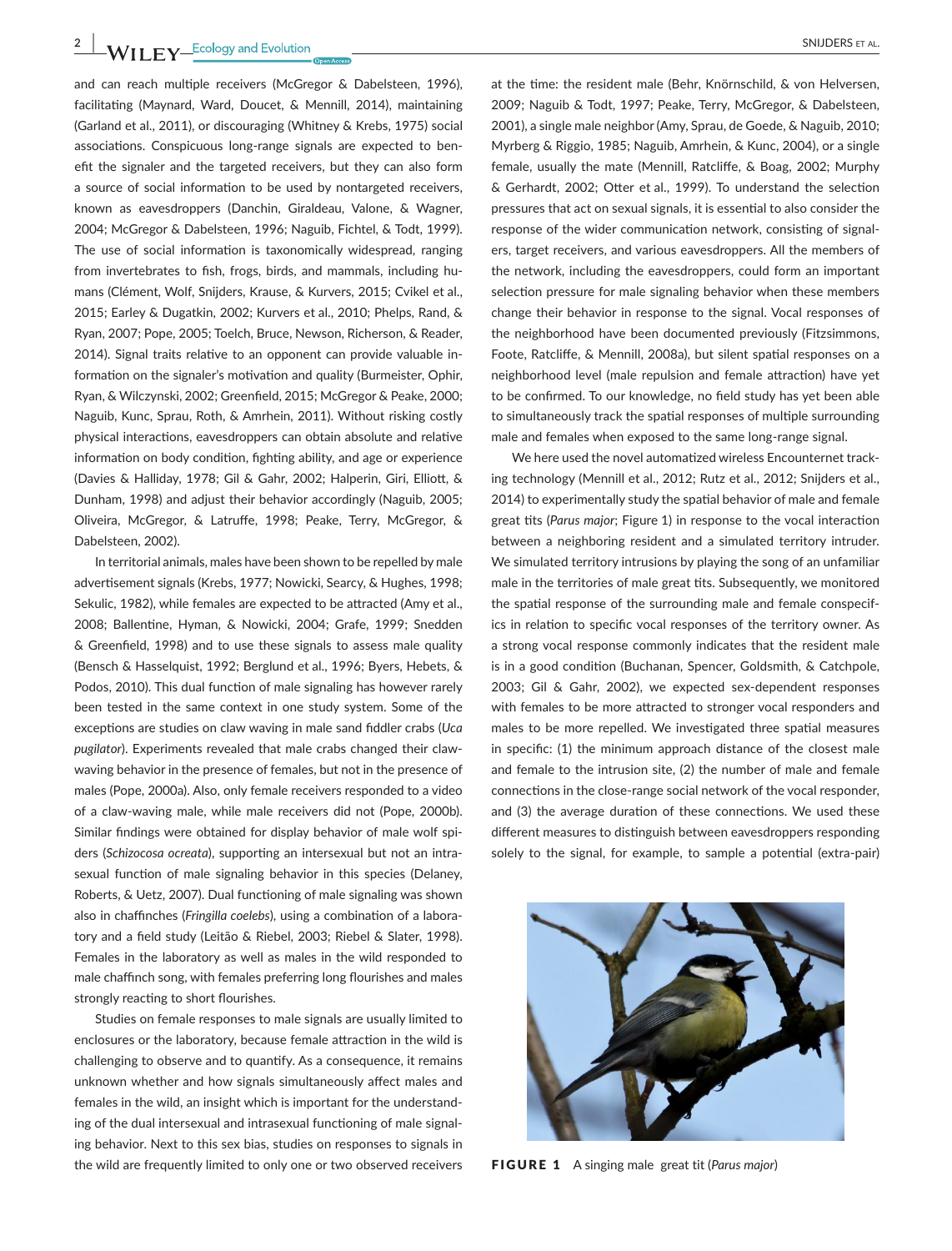and can reach multiple receivers (McGregor & Dabelsteen, 1996), facilitating (Maynard, Ward, Doucet, & Mennill, 2014), maintaining (Garland et al., 2011), or discouraging (Whitney & Krebs, 1975) social associations. Conspicuous long-range signals are expected to benefit the signaler and the targeted receivers, but they can also form a source of social information to be used by nontargeted receivers, known as eavesdroppers (Danchin, Giraldeau, Valone, & Wagner, 2004; McGregor & Dabelsteen, 1996; Naguib, Fichtel, & Todt, 1999). The use of social information is taxonomically widespread, ranging from invertebrates to fish, frogs, birds, and mammals, including humans (Clément, Wolf, Snijders, Krause, & Kurvers, 2015; Cvikel et al., 2015; Earley & Dugatkin, 2002; Kurvers et al., 2010; Phelps, Rand, & Ryan, 2007; Pope, 2005; Toelch, Bruce, Newson, Richerson, & Reader, 2014). Signal traits relative to an opponent can provide valuable information on the signaler's motivation and quality (Burmeister, Ophir, Ryan, & Wilczynski, 2002; Greenfield, 2015; McGregor & Peake, 2000; Naguib, Kunc, Sprau, Roth, & Amrhein, 2011). Without risking costly physical interactions, eavesdroppers can obtain absolute and relative information on body condition, fighting ability, and age or experience (Davies & Halliday, 1978; Gil & Gahr, 2002; Halperin, Giri, Elliott, & Dunham, 1998) and adjust their behavior accordingly (Naguib, 2005; Oliveira, McGregor, & Latruffe, 1998; Peake, Terry, McGregor, & Dabelsteen, 2002).

In territorial animals, males have been shown to be repelled by male advertisement signals (Krebs, 1977; Nowicki, Searcy, & Hughes, 1998; Sekulic, 1982), while females are expected to be attracted (Amy et al., 2008; Ballentine, Hyman, & Nowicki, 2004; Grafe, 1999; Snedden & Greenfield, 1998) and to use these signals to assess male quality (Bensch & Hasselquist, 1992; Berglund et al., 1996; Byers, Hebets, & Podos, 2010). This dual function of male signaling has however rarely been tested in the same context in one study system. Some of the exceptions are studies on claw waving in male sand fiddler crabs (*Uca pugilator*). Experiments revealed that male crabs changed their claw-waving behavior in the presence of females, but not in the presence of males (Pope, 2000a). Also, only female receivers responded to a video of a claw-waving male, while male receivers did not (Pope, 2000b). Similar findings were obtained for display behavior of male wolf spiders (*Schizocosa ocreata*), supporting an intersexual but not an intrasexual function of male signaling behavior in this species (Delaney, Roberts, & Uetz, 2007). Dual functioning of male signaling was shown also in chaffinches (*Fringilla coelebs*), using a combination of a laboratory and a field study (Leitão & Riebel, 2003; Riebel & Slater, 1998). Females in the laboratory as well as males in the wild responded to male chaffinch song, with females preferring long flourishes and males strongly reacting to short flourishes.

Studies on female responses to male signals are usually limited to enclosures or the laboratory, because female attraction in the wild is challenging to observe and to quantify. As a consequence, it remains unknown whether and how signals simultaneously affect males and females in the wild, an insight which is important for the understanding of the dual intersexual and intrasexual functioning of male signaling behavior. Next to this sex bias, studies on responses to signals in the wild are frequently limited to only one or two observed receivers at the time: the resident male (Behr, Knörnschild, & von Helversen, 2009; Naguib & Todt, 1997; Peake, Terry, McGregor, & Dabelsteen, 2001), a single male neighbor (Amy, Sprau, de Goede, & Naguib, 2010; Myrberg & Riggio, 1985; Naguib, Amrhein, & Kunc, 2004), or a single female, usually the mate (Mennill, Ratcliffe, & Boag, 2002; Murphy & Gerhardt, 2002; Otter et al., 1999). To understand the selection pressures that act on sexual signals, it is essential to also consider the response of the wider communication network, consisting of signalers, target receivers, and various eavesdroppers. All the members of the network, including the eavesdroppers, could form an important selection pressure for male signaling behavior when these members change their behavior in response to the signal. Vocal responses of the neighborhood have been documented previously (Fitzsimmons, Foote, Ratcliffe, & Mennill, 2008a), but silent spatial responses on a neighborhood level (male repulsion and female attraction) have yet to be confirmed. To our knowledge, no field study has yet been able to simultaneously track the spatial responses of multiple surrounding male and females when exposed to the same long-range signal.

We here used the novel automatized wireless Encounternet tracking technology (Mennill et al., 2012; Rutz et al., 2012; Snijders et al., 2014) to experimentally study the spatial behavior of male and female great tits (*Parus major*; Figure 1) in response to the vocal interaction between a neighboring resident and a simulated territory intruder. We simulated territory intrusions by playing the song of an unfamiliar male in the territories of male great tits. Subsequently, we monitored the spatial response of the surrounding male and female conspecifics in relation to specific vocal responses of the territory owner. As a strong vocal response commonly indicates that the resident male is in a good condition (Buchanan, Spencer, Goldsmith, & Catchpole, 2003; Gil & Gahr, 2002), we expected sex-dependent responses with females to be more attracted to stronger vocal responders and males to be more repelled. We investigated three spatial measures in specific: (1) the minimum approach distance of the closest male and female to the intrusion site, (2) the number of male and female connections in the close-range social network of the vocal responder, and (3) the average duration of these connections. We used these different measures to distinguish between eavesdroppers responding solely to the signal, for example, to sample a potential (extra-pair)

**FIGURE 1** A singing male great tit (*Parus major*)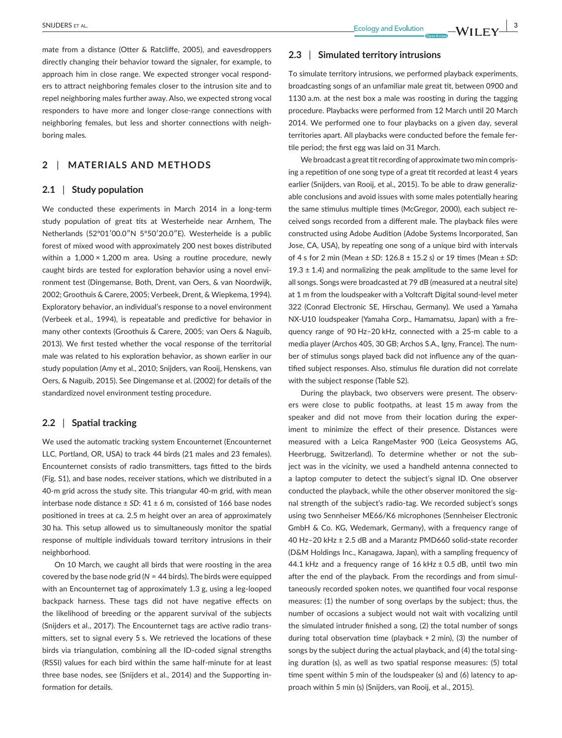mate from a distance (Otter & Ratcliffe, 2005), and eavesdroppers directly changing their behavior toward the signaler, for example, to approach him in close range. We expected stronger vocal responders to attract neighboring females closer to the intrusion site and to repel neighboring males further away. Also, we expected strong vocal responders to have more and longer close-range connections with neighboring females, but less and shorter connections with neighboring males.

## 2 | MATERIALS AND METHODS

### 2.1 | Study population

We conducted these experiments in March 2014 in a long-term study population of great tits at Westerheide near Arnhem, The Netherlands (52°01′00.0″N 5°50′20.0″E). Westerheide is a public forest of mixed wood with approximately 200 nest boxes distributed within a 1,000 × 1,200 m area. Using a routine procedure, newly caught birds are tested for exploration behavior using a novel environment test (Dingemanse, Both, Drent, van Oers, & van Noordwijk, 2002; Groothuis & Carere, 2005; Verbeek, Drent, & Wiepkema, 1994). Exploratory behavior, an individual's response to a novel environment (Verbeek et al., 1994), is repeatable and predictive for behavior in many other contexts (Groothuis & Carere, 2005; van Oers & Naguib, 2013). We first tested whether the vocal response of the territorial male was related to his exploration behavior, as shown earlier in our study population (Amy et al., 2010; Snijders, van Rooij, Henskens, van Oers, & Naguib, 2015). See Dingemanse et al. (2002) for details of the standardized novel environment testing procedure.

### 2.2 | Spatial tracking

We used the automatic tracking system Encounternet (Encounternet LLC, Portland, OR, USA) to track 44 birds (21 males and 23 females). Encounternet consists of radio transmitters, tags fitted to the birds (Fig. S1), and base nodes, receiver stations, which we distributed in a 40-m grid across the study site. This triangular 40-m grid, with mean interbase node distance ± *SD*: 41 ± 6 m, consisted of 166 base nodes positioned in trees at ca. 2.5 m height over an area of approximately 30 ha. This setup allowed us to simultaneously monitor the spatial response of multiple individuals toward territory intrusions in their neighborhood.

On 10 March, we caught all birds that were roosting in the area covered by the base node grid (*N* = 44 birds). The birds were equipped with an Encounternet tag of approximately 1.3 g, using a leg-looped backpack harness. These tags did not have negative effects on the likelihood of breeding or the apparent survival of the subjects (Snijders et al., 2017). The Encounternet tags are active radio transmitters, set to signal every 5 s. We retrieved the locations of these birds via triangulation, combining all the ID-coded signal strengths (RSSI) values for each bird within the same half-minute for at least three base nodes, see (Snijders et al., 2014) and the Supporting information for details.

### 2.3 | Simulated territory intrusions

To simulate territory intrusions, we performed playback experiments, broadcasting songs of an unfamiliar male great tit, between 0900 and 1130 a.m. at the nest box a male was roosting in during the tagging procedure. Playbacks were performed from 12 March until 20 March 2014. We performed one to four playbacks on a given day, several territories apart. All playbacks were conducted before the female fertile period; the first egg was laid on 31 March.

We broadcast a great tit recording of approximate two min comprising a repetition of one song type of a great tit recorded at least 4 years earlier (Snijders, van Rooij, et al., 2015). To be able to draw generalizable conclusions and avoid issues with some males potentially hearing the same stimulus multiple times (McGregor, 2000), each subject received songs recorded from a different male. The playback files were constructed using Adobe Audition (Adobe Systems Incorporated, San Jose, CA, USA), by repeating one song of a unique bird with intervals of 4 s for 2 min (Mean ± *SD*: 126.8 ± 15.2 s) or 19 times (Mean ± *SD*: 19.3 ± 1.4) and normalizing the peak amplitude to the same level for all songs. Songs were broadcasted at 79 dB (measured at a neutral site) at 1 m from the loudspeaker with a Voltcraft Digital sound-level meter 322 (Conrad Electronic SE, Hirschau, Germany). We used a Yamaha NX-U10 loudspeaker (Yamaha Corp., Hamamatsu, Japan) with a frequency range of 90 Hz–20 kHz, connected with a 25-m cable to a media player (Archos 405, 30 GB; Archos S.A., Igny, France). The number of stimulus songs played back did not influence any of the quantified subject responses. Also, stimulus file duration did not correlate with the subject response (Table S2).

During the playback, two observers were present. The observers were close to public footpaths, at least 15 m away from the speaker and did not move from their location during the experiment to minimize the effect of their presence. Distances were measured with a Leica RangeMaster 900 (Leica Geosystems AG, Heerbrugg, Switzerland). To determine whether or not the subject was in the vicinity, we used a handheld antenna connected to a laptop computer to detect the subject's signal ID. One observer conducted the playback, while the other observer monitored the signal strength of the subject's radio-tag. We recorded subject's songs using two Sennheiser ME66/K6 microphones (Sennheiser Electronic GmbH & Co. KG, Wedemark, Germany), with a frequency range of 40 Hz–20 kHz ± 2.5 dB and a Marantz PMD660 solid-state recorder (D&M Holdings Inc., Kanagawa, Japan), with a sampling frequency of 44.1 kHz and a frequency range of 16 kHz ± 0.5 dB, until two min after the end of the playback. From the recordings and from simultaneously recorded spoken notes, we quantified four vocal response measures: (1) the number of song overlaps by the subject; thus, the number of occasions a subject would not wait with vocalizing until the simulated intruder finished a song, (2) the total number of songs during total observation time (playback + 2 min), (3) the number of songs by the subject during the actual playback, and (4) the total singing duration (s), as well as two spatial response measures: (5) total time spent within 5 min of the loudspeaker (s) and (6) latency to approach within 5 min (s) (Snijders, van Rooij, et al., 2015).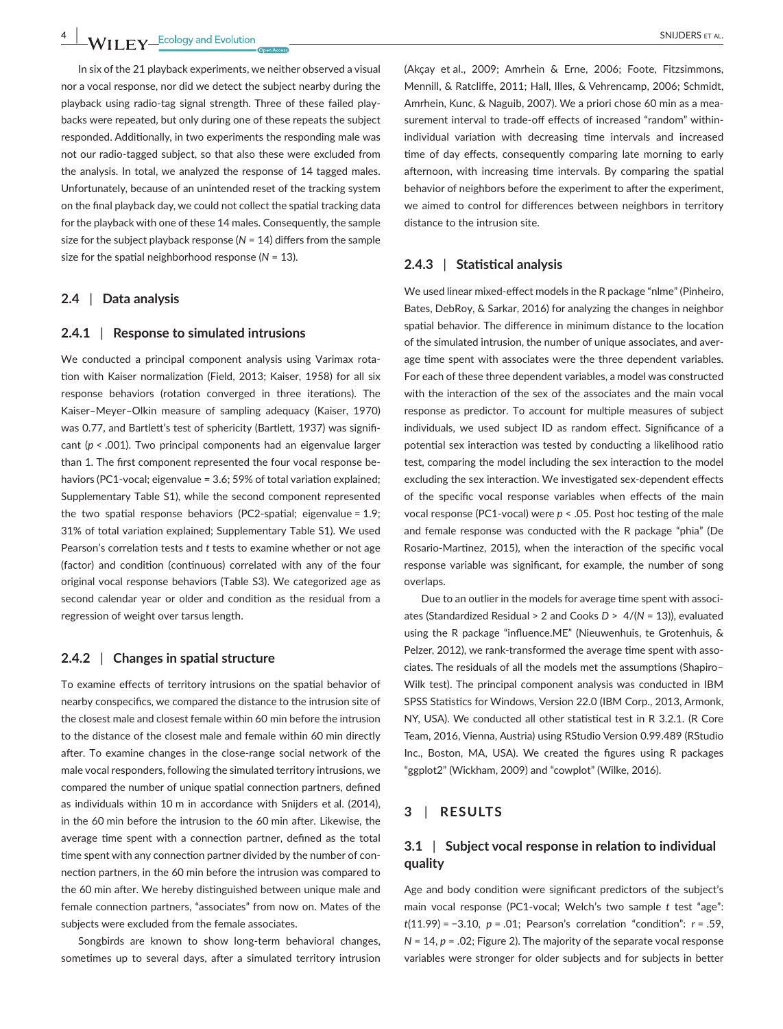In six of the 21 playback experiments, we neither observed a visual nor a vocal response, nor did we detect the subject nearby during the playback using radio-tag signal strength. Three of these failed playbacks were repeated, but only during one of these repeats the subject responded. Additionally, in two experiments the responding male was not our radio-tagged subject, so that also these were excluded from the analysis. In total, we analyzed the response of 14 tagged males. Unfortunately, because of an unintended reset of the tracking system on the final playback day, we could not collect the spatial tracking data for the playback with one of these 14 males. Consequently, the sample size for the subject playback response ($N = 14$) differs from the sample size for the spatial neighborhood response ($N = 13$).

## 2.4 | Data analysis

### 2.4.1 | Response to simulated intrusions

We conducted a principal component analysis using Varimax rotation with Kaiser normalization (Field, 2013; Kaiser, 1958) for all six response behaviors (rotation converged in three iterations). The Kaiser–Meyer–Olkin measure of sampling adequacy (Kaiser, 1970) was 0.77, and Bartlett's test of sphericity (Bartlett, 1937) was significant ($p < .001$). Two principal components had an eigenvalue larger than 1. The first component represented the four vocal response behaviors (PC1-vocal; eigenvalue = 3.6; 59% of total variation explained; Supplementary Table S1), while the second component represented the two spatial response behaviors (PC2-spatial; eigenvalue = 1.9; 31% of total variation explained; Supplementary Table S1). We used Pearson's correlation tests and *t* tests to examine whether or not age (factor) and condition (continuous) correlated with any of the four original vocal response behaviors (Table S3). We categorized age as second calendar year or older and condition as the residual from a regression of weight over tarsus length.

### 2.4.2 | Changes in spatial structure

To examine effects of territory intrusions on the spatial behavior of nearby conspecifics, we compared the distance to the intrusion site of the closest male and closest female within 60 min before the intrusion to the distance of the closest male and female within 60 min directly after. To examine changes in the close-range social network of the male vocal responders, following the simulated territory intrusions, we compared the number of unique spatial connection partners, defined as individuals within 10 m in accordance with Snijders et al. (2014), in the 60 min before the intrusion to the 60 min after. Likewise, the average time spent with a connection partner, defined as the total time spent with any connection partner divided by the number of connection partners, in the 60 min before the intrusion was compared to the 60 min after. We hereby distinguished between unique male and female connection partners, "associates" from now on. Mates of the subjects were excluded from the female associates.

Songbirds are known to show long-term behavioral changes, sometimes up to several days, after a simulated territory intrusion (Akçay et al., 2009; Amrhein & Erne, 2006; Foote, Fitzsimmons, Mennill, & Ratcliffe, 2011; Hall, Illes, & Vehrencamp, 2006; Schmidt, Amrhein, Kunc, & Naguib, 2007). We a priori chose 60 min as a measurement interval to trade-off effects of increased "random" within-individual variation with decreasing time intervals and increased time of day effects, consequently comparing late morning to early afternoon, with increasing time intervals. By comparing the spatial behavior of neighbors before the experiment to after the experiment, we aimed to control for differences between neighbors in territory distance to the intrusion site.

### 2.4.3 | Statistical analysis

We used linear mixed-effect models in the R package "nlme" (Pinheiro, Bates, DebRoy, & Sarkar, 2016) for analyzing the changes in neighbor spatial behavior. The difference in minimum distance to the location of the simulated intrusion, the number of unique associates, and average time spent with associates were the three dependent variables. For each of these three dependent variables, a model was constructed with the interaction of the sex of the associates and the main vocal response as predictor. To account for multiple measures of subject individuals, we used subject ID as random effect. Significance of a potential sex interaction was tested by conducting a likelihood ratio test, comparing the model including the sex interaction to the model excluding the sex interaction. We investigated sex-dependent effects of the specific vocal response variables when effects of the main vocal response (PC1-vocal) were $p < .05$. Post hoc testing of the male and female response was conducted with the R package "phia" (De Rosario-Martinez, 2015), when the interaction of the specific vocal response variable was significant, for example, the number of song overlaps.

Due to an outlier in the models for average time spent with associates (Standardized Residual > 2 and Cooks $D > 4/(N = 13)$), evaluated using the R package "influence.ME" (Nieuwenhuis, te Grotenhuis, & Pelzer, 2012), we rank-transformed the average time spent with associates. The residuals of all the models met the assumptions (Shapiro–Wilk test). The principal component analysis was conducted in IBM SPSS Statistics for Windows, Version 22.0 (IBM Corp., 2013, Armonk, NY, USA). We conducted all other statistical test in R 3.2.1. (R Core Team, 2016, Vienna, Austria) using RStudio Version 0.99.489 (RStudio Inc., Boston, MA, USA). We created the figures using R packages "ggplot2" (Wickham, 2009) and "cowplot" (Wilke, 2016).

# 3 | RESULTS

## 3.1 | Subject vocal response in relation to individual quality

Age and body condition were significant predictors of the subject's main vocal response (PC1-vocal; Welch's two sample *t* test "age": $t(11.99) = -3.10$, $p = .01$; Pearson's correlation "condition": $r = .59$, $N = 14$, $p = .02$; Figure 2). The majority of the separate vocal response variables were stronger for older subjects and for subjects in better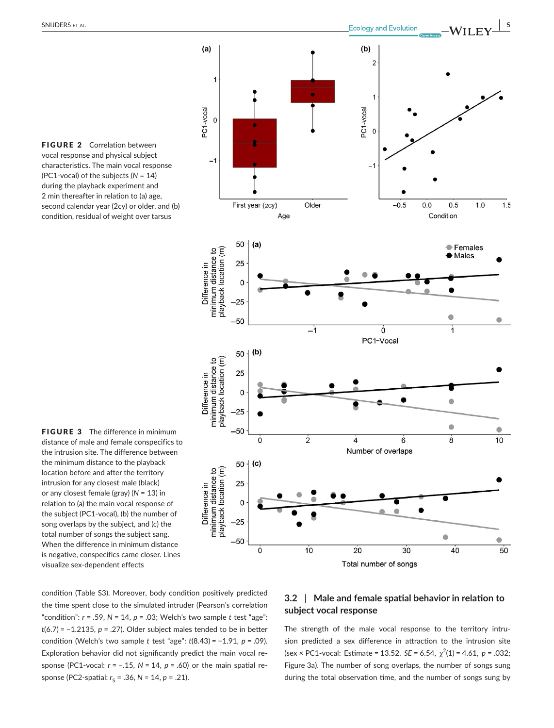**FIGURE 2** Correlation between vocal response and physical subject characteristics. The main vocal response (PC1-vocal) of the subjects ($N$ = 14) during the playback experiment and 2 min thereafter in relation to (a) age, second calendar year (2cy) or older, and (b) condition, residual of weight over tarsus

**FIGURE 3** The difference in minimum distance of male and female conspecifics to the intrusion site. The difference between the minimum distance to the playback location before and after the territory intrusion for any closest male (black) or any closest female (gray) ($N$ = 13) in relation to (a) the main vocal response of the subject (PC1-vocal), (b) the number of song overlaps by the subject, and (c) the total number of songs the subject sang. When the difference in minimum distance is negative, conspecifics came closer. Lines visualize sex-dependent effects

condition (Table S3). Moreover, body condition positively predicted the time spent close to the simulated intruder (Pearson's correlation "condition": $r$ = .59, $N$ = 14, $p$ = .03; Welch's two sample $t$ test "age": $t$(6.7) = −1.2135, $p$ = .27). Older subject males tended to be in better condition (Welch's two sample $t$ test "age": $t$(8.43) = −1.91, $p$ = .09). Exploration behavior did not significantly predict the main vocal response (PC1-vocal: $r$ = −.15, $N$ = 14, $p$ = .60) or the main spatial response (PC2-spatial: $r_S$ = .36, $N$ = 14, $p$ = .21).

### 3.2 | Male and female spatial behavior in relation to subject vocal response

The strength of the male vocal response to the territory intrusion predicted a sex difference in attraction to the intrusion site (sex × PC1-vocal: Estimate = 13.52, $SE$ = 6.54, $\chi^2(1)$ = 4.61, $p$ = .032; Figure 3a). The number of song overlaps, the number of songs sung during the total observation time, and the number of songs sung by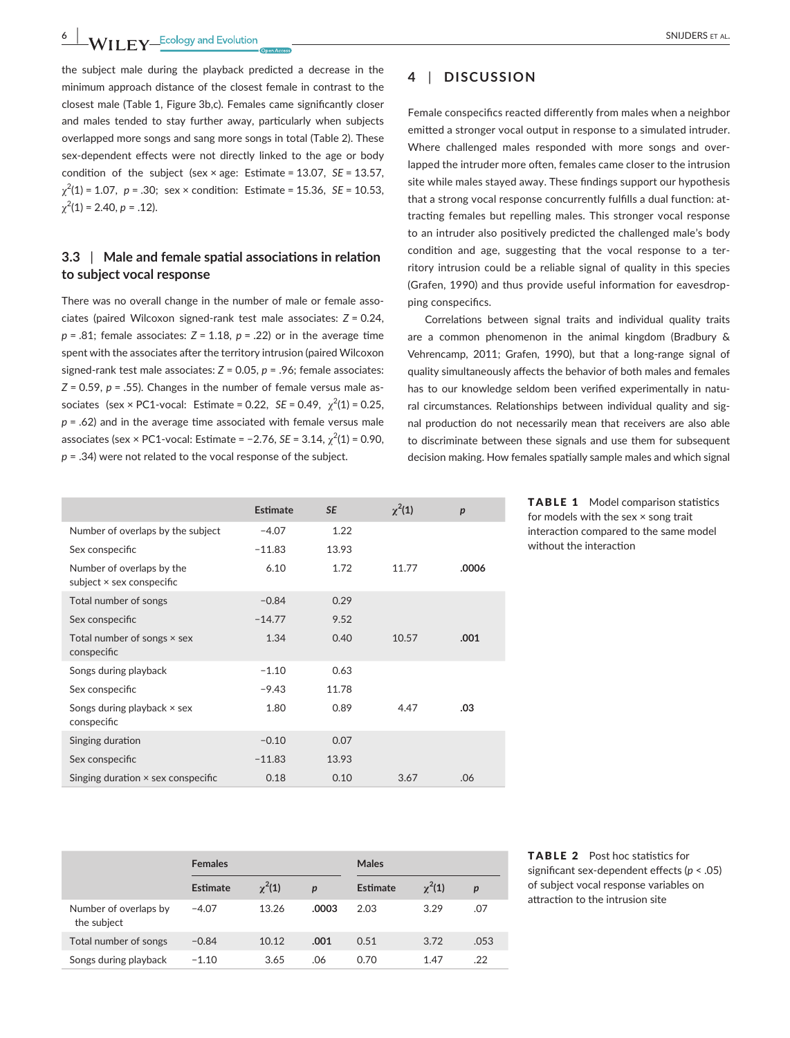the subject male during the playback predicted a decrease in the minimum approach distance of the closest female in contrast to the closest male (Table 1, Figure 3b,c). Females came significantly closer and males tended to stay further away, particularly when subjects overlapped more songs and sang more songs in total (Table 2). These sex-dependent effects were not directly linked to the age or body condition of the subject (sex × age: Estimate = 13.07, *SE* = 13.57, $\chi^2(1)$ = 1.07, *p* = .30; sex × condition: Estimate = 15.36, *SE* = 10.53, $\chi^2(1)$ = 2.40, *p* = .12).

### 3.3 | Male and female spatial associations in relation to subject vocal response

There was no overall change in the number of male or female associates (paired Wilcoxon signed-rank test male associates: *Z* = 0.24, *p* = .81; female associates: *Z* = 1.18, *p* = .22) or in the average time spent with the associates after the territory intrusion (paired Wilcoxon signed-rank test male associates: *Z* = 0.05, *p* = .96; female associates: *Z* = 0.59, *p* = .55). Changes in the number of female versus male associates (sex × PC1-vocal: Estimate = 0.22, *SE* = 0.49, $\chi^2(1)$ = 0.25, *p* = .62) and in the average time associated with female versus male associates (sex × PC1-vocal: Estimate = −2.76, *SE* = 3.14, $\chi^2(1)$ = 0.90, *p* = .34) were not related to the vocal response of the subject.

## 4 | DISCUSSION

Female conspecifics reacted differently from males when a neighbor emitted a stronger vocal output in response to a simulated intruder. Where challenged males responded with more songs and overlapped the intruder more often, females came closer to the intrusion site while males stayed away. These findings support our hypothesis that a strong vocal response concurrently fulfills a dual function: attracting females but repelling males. This stronger vocal response to an intruder also positively predicted the challenged male's body condition and age, suggesting that the vocal response to a territory intrusion could be a reliable signal of quality in this species (Grafen, 1990) and thus provide useful information for eavesdropping conspecifics.

Correlations between signal traits and individual quality traits are a common phenomenon in the animal kingdom (Bradbury & Vehrencamp, 2011; Grafen, 1990), but that a long-range signal of quality simultaneously affects the behavior of both males and females has to our knowledge seldom been verified experimentally in natural circumstances. Relationships between individual quality and signal production do not necessarily mean that receivers are also able to discriminate between these signals and use them for subsequent decision making. How females spatially sample males and which signal

**TABLE 1** Model comparison statistics for models with the sex × song trait interaction compared to the same model without the interaction

| | Estimate | *SE* | $\chi^2(1)$ | *p* |
|---|---|---|---|---|
| Number of overlaps by the subject | −4.07 | 1.22 | | |
| Sex conspecific | −11.83 | 13.93 | | |
| Number of overlaps by the subject × sex conspecific | 6.10 | 1.72 | 11.77 | **.0006** |
| Total number of songs | −0.84 | 0.29 | | |
| Sex conspecific | −14.77 | 9.52 | | |
| Total number of songs × sex conspecific | 1.34 | 0.40 | 10.57 | **.001** |
| Songs during playback | −1.10 | 0.63 | | |
| Sex conspecific | −9.43 | 11.78 | | |
| Songs during playback × sex conspecific | 1.80 | 0.89 | 4.47 | **.03** |
| Singing duration | −0.10 | 0.07 | | |
| Sex conspecific | −11.83 | 13.93 | | |
| Singing duration × sex conspecific | 0.18 | 0.10 | 3.67 | .06 |

**TABLE 2** Post hoc statistics for significant sex-dependent effects (*p* < .05) of subject vocal response variables on attraction to the intrusion site

| | Females | | | Males | | |
|---|---|---|---|---|---|---|
| | Estimate | $\chi^2(1)$ | *p* | Estimate | $\chi^2(1)$ | *p* |
| Number of overlaps by the subject | −4.07 | 13.26 | **.0003** | 2.03 | 3.29 | .07 |
| Total number of songs | −0.84 | 10.12 | **.001** | 0.51 | 3.72 | .053 |
| Songs during playback | −1.10 | 3.65 | .06 | 0.70 | 1.47 | .22 |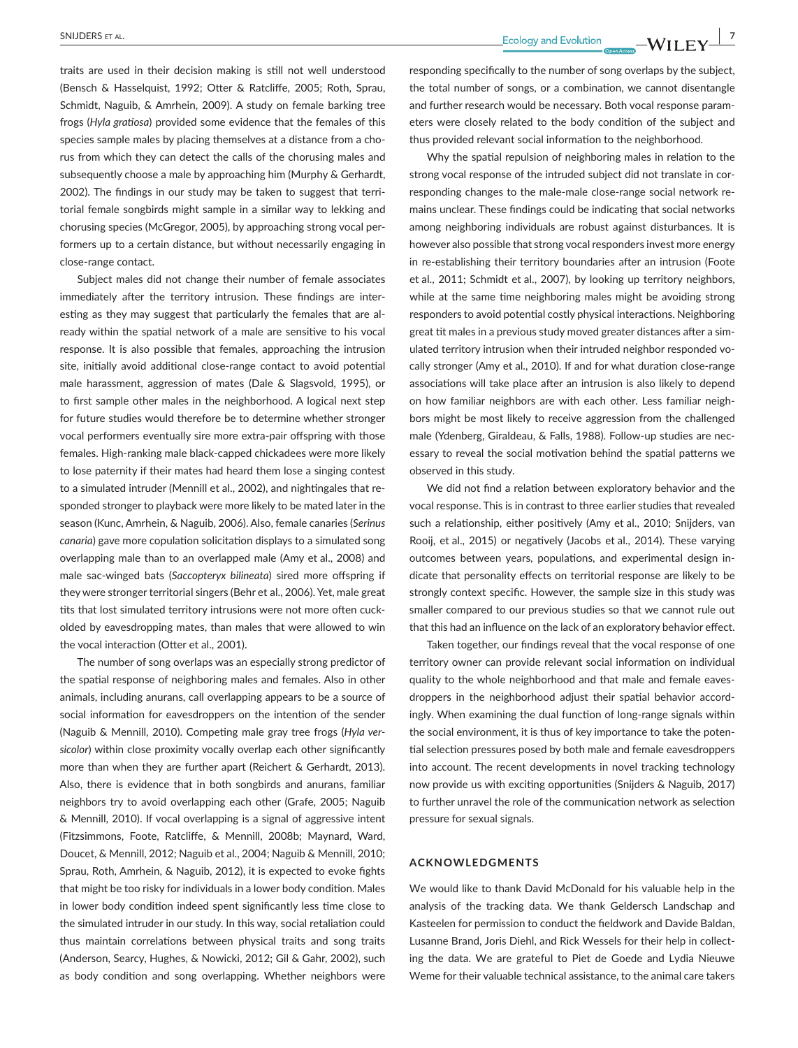traits are used in their decision making is still not well understood (Bensch & Hasselquist, 1992; Otter & Ratcliffe, 2005; Roth, Sprau, Schmidt, Naguib, & Amrhein, 2009). A study on female barking tree frogs (*Hyla gratiosa*) provided some evidence that the females of this species sample males by placing themselves at a distance from a chorus from which they can detect the calls of the chorusing males and subsequently choose a male by approaching him (Murphy & Gerhardt, 2002). The findings in our study may be taken to suggest that territorial female songbirds might sample in a similar way to lekking and chorusing species (McGregor, 2005), by approaching strong vocal performers up to a certain distance, but without necessarily engaging in close-range contact.

Subject males did not change their number of female associates immediately after the territory intrusion. These findings are interesting as they may suggest that particularly the females that are already within the spatial network of a male are sensitive to his vocal response. It is also possible that females, approaching the intrusion site, initially avoid additional close-range contact to avoid potential male harassment, aggression of mates (Dale & Slagsvold, 1995), or to first sample other males in the neighborhood. A logical next step for future studies would therefore be to determine whether stronger vocal performers eventually sire more extra-pair offspring with those females. High-ranking male black-capped chickadees were more likely to lose paternity if their mates had heard them lose a singing contest to a simulated intruder (Mennill et al., 2002), and nightingales that responded stronger to playback were more likely to be mated later in the season (Kunc, Amrhein, & Naguib, 2006). Also, female canaries (*Serinus canaria*) gave more copulation solicitation displays to a simulated song overlapping male than to an overlapped male (Amy et al., 2008) and male sac-winged bats (*Saccopteryx bilineata*) sired more offspring if they were stronger territorial singers (Behr et al., 2006). Yet, male great tits that lost simulated territory intrusions were not more often cuckolded by eavesdropping mates, than males that were allowed to win the vocal interaction (Otter et al., 2001).

The number of song overlaps was an especially strong predictor of the spatial response of neighboring males and females. Also in other animals, including anurans, call overlapping appears to be a source of social information for eavesdroppers on the intention of the sender (Naguib & Mennill, 2010). Competing male gray tree frogs (*Hyla versicolor*) within close proximity vocally overlap each other significantly more than when they are further apart (Reichert & Gerhardt, 2013). Also, there is evidence that in both songbirds and anurans, familiar neighbors try to avoid overlapping each other (Grafe, 2005; Naguib & Mennill, 2010). If vocal overlapping is a signal of aggressive intent (Fitzsimmons, Foote, Ratcliffe, & Mennill, 2008b; Maynard, Ward, Doucet, & Mennill, 2012; Naguib et al., 2004; Naguib & Mennill, 2010; Sprau, Roth, Amrhein, & Naguib, 2012), it is expected to evoke fights that might be too risky for individuals in a lower body condition. Males in lower body condition indeed spent significantly less time close to the simulated intruder in our study. In this way, social retaliation could thus maintain correlations between physical traits and song traits (Anderson, Searcy, Hughes, & Nowicki, 2012; Gil & Gahr, 2002), such as body condition and song overlapping. Whether neighbors were responding specifically to the number of song overlaps by the subject, the total number of songs, or a combination, we cannot disentangle and further research would be necessary. Both vocal response parameters were closely related to the body condition of the subject and thus provided relevant social information to the neighborhood.

Why the spatial repulsion of neighboring males in relation to the strong vocal response of the intruded subject did not translate in corresponding changes to the male-male close-range social network remains unclear. These findings could be indicating that social networks among neighboring individuals are robust against disturbances. It is however also possible that strong vocal responders invest more energy in re-establishing their territory boundaries after an intrusion (Foote et al., 2011; Schmidt et al., 2007), by looking up territory neighbors, while at the same time neighboring males might be avoiding strong responders to avoid potential costly physical interactions. Neighboring great tit males in a previous study moved greater distances after a simulated territory intrusion when their intruded neighbor responded vocally stronger (Amy et al., 2010). If and for what duration close-range associations will take place after an intrusion is also likely to depend on how familiar neighbors are with each other. Less familiar neighbors might be most likely to receive aggression from the challenged male (Ydenberg, Giraldeau, & Falls, 1988). Follow-up studies are necessary to reveal the social motivation behind the spatial patterns we observed in this study.

We did not find a relation between exploratory behavior and the vocal response. This is in contrast to three earlier studies that revealed such a relationship, either positively (Amy et al., 2010; Snijders, van Rooij, et al., 2015) or negatively (Jacobs et al., 2014). These varying outcomes between years, populations, and experimental design indicate that personality effects on territorial response are likely to be strongly context specific. However, the sample size in this study was smaller compared to our previous studies so that we cannot rule out that this had an influence on the lack of an exploratory behavior effect.

Taken together, our findings reveal that the vocal response of one territory owner can provide relevant social information on individual quality to the whole neighborhood and that male and female eavesdroppers in the neighborhood adjust their spatial behavior accordingly. When examining the dual function of long-range signals within the social environment, it is thus of key importance to take the potential selection pressures posed by both male and female eavesdroppers into account. The recent developments in novel tracking technology now provide us with exciting opportunities (Snijders & Naguib, 2017) to further unravel the role of the communication network as selection pressure for sexual signals.

## ACKNOWLEDGMENTS

We would like to thank David McDonald for his valuable help in the analysis of the tracking data. We thank Geldersch Landschap and Kasteelen for permission to conduct the fieldwork and Davide Baldan, Lusanne Brand, Joris Diehl, and Rick Wessels for their help in collecting the data. We are grateful to Piet de Goede and Lydia Nieuwe Weme for their valuable technical assistance, to the animal care takers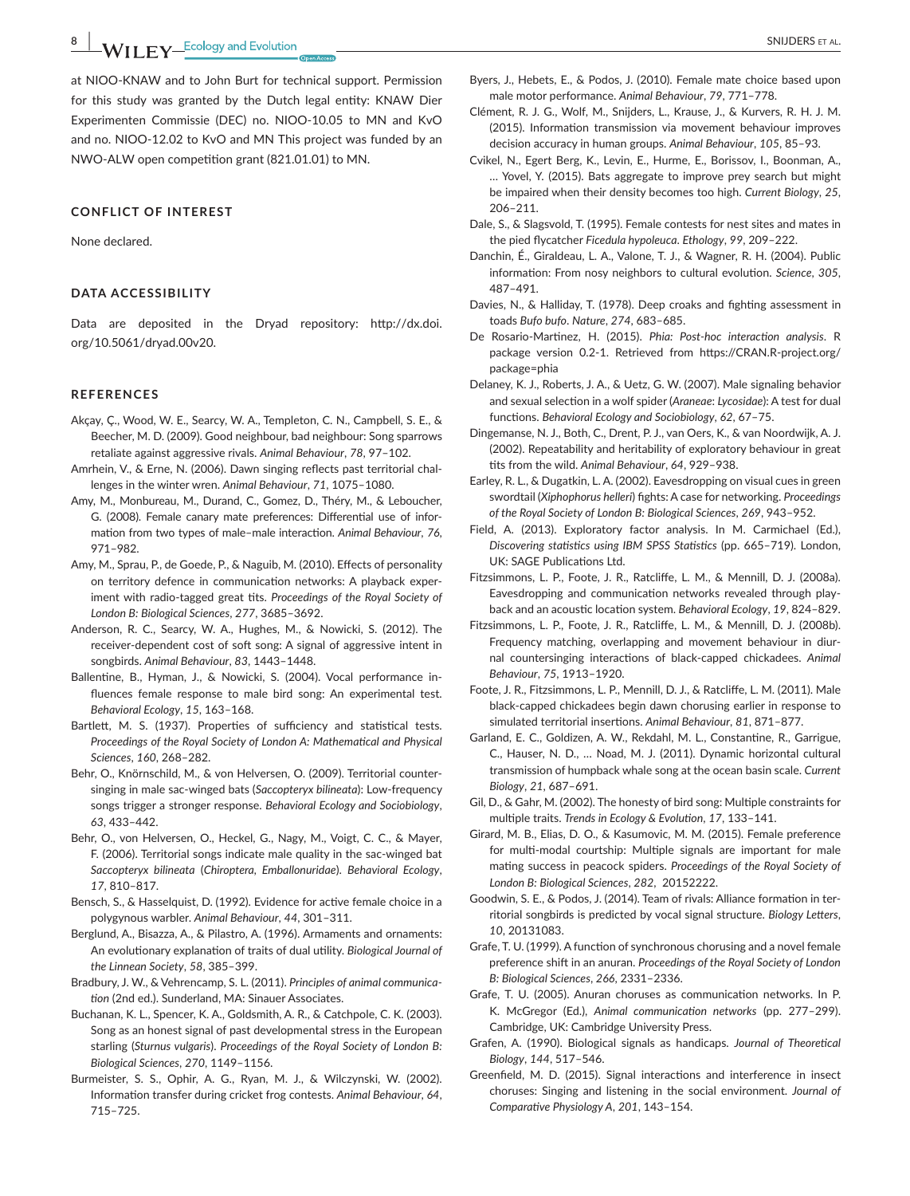at NIOO-KNAW and to John Burt for technical support. Permission for this study was granted by the Dutch legal entity: KNAW Dier Experimenten Commissie (DEC) no. NIOO-10.05 to MN and KvO and no. NIOO-12.02 to KvO and MN This project was funded by an NWO-ALW open competition grant (821.01.01) to MN.

## CONFLICT OF INTEREST

None declared.

## DATA ACCESSIBILITY

Data are deposited in the Dryad repository: http://dx.doi.org/10.5061/dryad.00v20.

## REFERENCES

Akçay, Ç., Wood, W. E., Searcy, W. A., Templeton, C. N., Campbell, S. E., & Beecher, M. D. (2009). Good neighbour, bad neighbour: Song sparrows retaliate against aggressive rivals. *Animal Behaviour*, *78*, 97–102.

Amrhein, V., & Erne, N. (2006). Dawn singing reflects past territorial challenges in the winter wren. *Animal Behaviour*, *71*, 1075–1080.

Amy, M., Monbureau, M., Durand, C., Gomez, D., Théry, M., & Leboucher, G. (2008). Female canary mate preferences: Differential use of information from two types of male–male interaction. *Animal Behaviour*, *76*, 971–982.

Amy, M., Sprau, P., de Goede, P., & Naguib, M. (2010). Effects of personality on territory defence in communication networks: A playback experiment with radio-tagged great tits. *Proceedings of the Royal Society of London B: Biological Sciences*, *277*, 3685–3692.

Anderson, R. C., Searcy, W. A., Hughes, M., & Nowicki, S. (2012). The receiver-dependent cost of soft song: A signal of aggressive intent in songbirds. *Animal Behaviour*, *83*, 1443–1448.

Ballentine, B., Hyman, J., & Nowicki, S. (2004). Vocal performance influences female response to male bird song: An experimental test. *Behavioral Ecology*, *15*, 163–168.

Bartlett, M. S. (1937). Properties of sufficiency and statistical tests. *Proceedings of the Royal Society of London A: Mathematical and Physical Sciences*, *160*, 268–282.

Behr, O., Knörnschild, M., & von Helversen, O. (2009). Territorial countersinging in male sac-winged bats (*Saccopteryx bilineata*): Low-frequency songs trigger a stronger response. *Behavioral Ecology and Sociobiology*, *63*, 433–442.

Behr, O., von Helversen, O., Heckel, G., Nagy, M., Voigt, C. C., & Mayer, F. (2006). Territorial songs indicate male quality in the sac-winged bat *Saccopteryx bilineata* (*Chiroptera*, *Emballonuridae*). *Behavioral Ecology*, *17*, 810–817.

Bensch, S., & Hasselquist, D. (1992). Evidence for active female choice in a polygynous warbler. *Animal Behaviour*, *44*, 301–311.

Berglund, A., Bisazza, A., & Pilastro, A. (1996). Armaments and ornaments: An evolutionary explanation of traits of dual utility. *Biological Journal of the Linnean Society*, *58*, 385–399.

Bradbury, J. W., & Vehrencamp, S. L. (2011). *Principles of animal communication* (2nd ed.). Sunderland, MA: Sinauer Associates.

Buchanan, K. L., Spencer, K. A., Goldsmith, A. R., & Catchpole, C. K. (2003). Song as an honest signal of past developmental stress in the European starling (*Sturnus vulgaris*). *Proceedings of the Royal Society of London B: Biological Sciences*, *270*, 1149–1156.

Burmeister, S. S., Ophir, A. G., Ryan, M. J., & Wilczynski, W. (2002). Information transfer during cricket frog contests. *Animal Behaviour*, *64*, 715–725.

Byers, J., Hebets, E., & Podos, J. (2010). Female mate choice based upon male motor performance. *Animal Behaviour*, *79*, 771–778.

Clément, R. J. G., Wolf, M., Snijders, L., Krause, J., & Kurvers, R. H. J. M. (2015). Information transmission via movement behaviour improves decision accuracy in human groups. *Animal Behaviour*, *105*, 85–93.

Cvikel, N., Egert Berg, K., Levin, E., Hurme, E., Borissov, I., Boonman, A., … Yovel, Y. (2015). Bats aggregate to improve prey search but might be impaired when their density becomes too high. *Current Biology*, *25*, 206–211.

Dale, S., & Slagsvold, T. (1995). Female contests for nest sites and mates in the pied flycatcher *Ficedula hypoleuca*. *Ethology*, *99*, 209–222.

Danchin, É., Giraldeau, L. A., Valone, T. J., & Wagner, R. H. (2004). Public information: From nosy neighbors to cultural evolution. *Science*, *305*, 487–491.

Davies, N., & Halliday, T. (1978). Deep croaks and fighting assessment in toads *Bufo bufo*. *Nature*, *274*, 683–685.

De Rosario-Martinez, H. (2015). *Phia: Post-hoc interaction analysis*. R package version 0.2-1. Retrieved from https://CRAN.R-project.org/package=phia

Delaney, K. J., Roberts, J. A., & Uetz, G. W. (2007). Male signaling behavior and sexual selection in a wolf spider (*Araneae*: *Lycosidae*): A test for dual functions. *Behavioral Ecology and Sociobiology*, *62*, 67–75.

Dingemanse, N. J., Both, C., Drent, P. J., van Oers, K., & van Noordwijk, A. J. (2002). Repeatability and heritability of exploratory behaviour in great tits from the wild. *Animal Behaviour*, *64*, 929–938.

Earley, R. L., & Dugatkin, L. A. (2002). Eavesdropping on visual cues in green swordtail (*Xiphophorus helleri*) fights: A case for networking. *Proceedings of the Royal Society of London B: Biological Sciences*, *269*, 943–952.

Field, A. (2013). Exploratory factor analysis. In M. Carmichael (Ed.), *Discovering statistics using IBM SPSS Statistics* (pp. 665–719). London, UK: SAGE Publications Ltd.

Fitzsimmons, L. P., Foote, J. R., Ratcliffe, L. M., & Mennill, D. J. (2008a). Eavesdropping and communication networks revealed through playback and an acoustic location system. *Behavioral Ecology*, *19*, 824–829.

Fitzsimmons, L. P., Foote, J. R., Ratcliffe, L. M., & Mennill, D. J. (2008b). Frequency matching, overlapping and movement behaviour in diurnal countersinging interactions of black-capped chickadees. *Animal Behaviour*, *75*, 1913–1920.

Foote, J. R., Fitzsimmons, L. P., Mennill, D. J., & Ratcliffe, L. M. (2011). Male black-capped chickadees begin dawn chorusing earlier in response to simulated territorial insertions. *Animal Behaviour*, *81*, 871–877.

Garland, E. C., Goldizen, A. W., Rekdahl, M. L., Constantine, R., Garrigue, C., Hauser, N. D., … Noad, M. J. (2011). Dynamic horizontal cultural transmission of humpback whale song at the ocean basin scale. *Current Biology*, *21*, 687–691.

Gil, D., & Gahr, M. (2002). The honesty of bird song: Multiple constraints for multiple traits. *Trends in Ecology & Evolution*, *17*, 133–141.

Girard, M. B., Elias, D. O., & Kasumovic, M. M. (2015). Female preference for multi-modal courtship: Multiple signals are important for male mating success in peacock spiders. *Proceedings of the Royal Society of London B: Biological Sciences*, *282*, 20152222.

Goodwin, S. E., & Podos, J. (2014). Team of rivals: Alliance formation in territorial songbirds is predicted by vocal signal structure. *Biology Letters*, *10*, 20131083.

Grafe, T. U. (1999). A function of synchronous chorusing and a novel female preference shift in an anuran. *Proceedings of the Royal Society of London B: Biological Sciences*, *266*, 2331–2336.

Grafe, T. U. (2005). Anuran choruses as communication networks. In P. K. McGregor (Ed.), *Animal communication networks* (pp. 277–299). Cambridge, UK: Cambridge University Press.

Grafen, A. (1990). Biological signals as handicaps. *Journal of Theoretical Biology*, *144*, 517–546.

Greenfield, M. D. (2015). Signal interactions and interference in insect choruses: Singing and listening in the social environment. *Journal of Comparative Physiology A*, *201*, 143–154.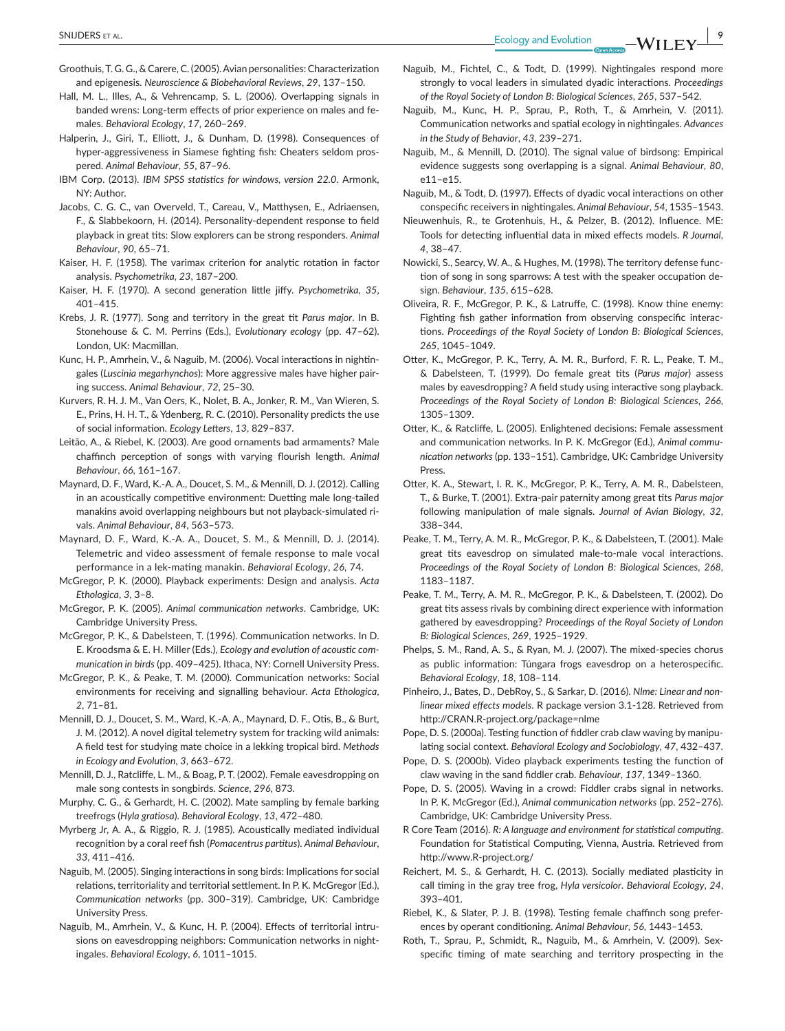Groothuis, T. G. G., & Carere, C. (2005). Avian personalities: Characterization and epigenesis. *Neuroscience & Biobehavioral Reviews*, *29*, 137–150.

Hall, M. L., Illes, A., & Vehrencamp, S. L. (2006). Overlapping signals in banded wrens: Long-term effects of prior experience on males and females. *Behavioral Ecology*, *17*, 260–269.

Halperin, J., Giri, T., Elliott, J., & Dunham, D. (1998). Consequences of hyper-aggressiveness in Siamese fighting fish: Cheaters seldom prospered. *Animal Behaviour*, *55*, 87–96.

IBM Corp. (2013). *IBM SPSS statistics for windows, version 22.0*. Armonk, NY: Author.

Jacobs, C. G. C., van Overveld, T., Careau, V., Matthysen, E., Adriaensen, F., & Slabbekoorn, H. (2014). Personality-dependent response to field playback in great tits: Slow explorers can be strong responders. *Animal Behaviour*, *90*, 65–71.

Kaiser, H. F. (1958). The varimax criterion for analytic rotation in factor analysis. *Psychometrika*, *23*, 187–200.

Kaiser, H. F. (1970). A second generation little jiffy. *Psychometrika*, *35*, 401–415.

Krebs, J. R. (1977). Song and territory in the great tit *Parus major*. In B. Stonehouse & C. M. Perrins (Eds.), *Evolutionary ecology* (pp. 47–62). London, UK: Macmillan.

Kunc, H. P., Amrhein, V., & Naguib, M. (2006). Vocal interactions in nightingales (*Luscinia megarhynchos*): More aggressive males have higher pairing success. *Animal Behaviour*, *72*, 25–30.

Kurvers, R. H. J. M., Van Oers, K., Nolet, B. A., Jonker, R. M., Van Wieren, S. E., Prins, H. H. T., & Ydenberg, R. C. (2010). Personality predicts the use of social information. *Ecology Letters*, *13*, 829–837.

Leitão, A., & Riebel, K. (2003). Are good ornaments bad armaments? Male chaffinch perception of songs with varying flourish length. *Animal Behaviour*, *66*, 161–167.

Maynard, D. F., Ward, K.-A. A., Doucet, S. M., & Mennill, D. J. (2012). Calling in an acoustically competitive environment: Duetting male long-tailed manakins avoid overlapping neighbours but not playback-simulated rivals. *Animal Behaviour*, *84*, 563–573.

Maynard, D. F., Ward, K.-A. A., Doucet, S. M., & Mennill, D. J. (2014). Telemetric and video assessment of female response to male vocal performance in a lek-mating manakin. *Behavioral Ecology*, *26*, 74.

McGregor, P. K. (2000). Playback experiments: Design and analysis. *Acta Ethologica*, *3*, 3–8.

McGregor, P. K. (2005). *Animal communication networks*. Cambridge, UK: Cambridge University Press.

McGregor, P. K., & Dabelsteen, T. (1996). Communication networks. In D. E. Kroodsma & E. H. Miller (Eds.), *Ecology and evolution of acoustic communication in birds* (pp. 409–425). Ithaca, NY: Cornell University Press.

McGregor, P. K., & Peake, T. M. (2000). Communication networks: Social environments for receiving and signalling behaviour. *Acta Ethologica*, *2*, 71–81.

Mennill, D. J., Doucet, S. M., Ward, K.-A. A., Maynard, D. F., Otis, B., & Burt, J. M. (2012). A novel digital telemetry system for tracking wild animals: A field test for studying mate choice in a lekking tropical bird. *Methods in Ecology and Evolution*, *3*, 663–672.

Mennill, D. J., Ratcliffe, L. M., & Boag, P. T. (2002). Female eavesdropping on male song contests in songbirds. *Science*, *296*, 873.

Murphy, C. G., & Gerhardt, H. C. (2002). Mate sampling by female barking treefrogs (*Hyla gratiosa*). *Behavioral Ecology*, *13*, 472–480.

Myrberg Jr, A. A., & Riggio, R. J. (1985). Acoustically mediated individual recognition by a coral reef fish (*Pomacentrus partitus*). *Animal Behaviour*, *33*, 411–416.

Naguib, M. (2005). Singing interactions in song birds: Implications for social relations, territoriality and territorial settlement. In P. K. McGregor (Ed.), *Communication networks* (pp. 300–319). Cambridge, UK: Cambridge University Press.

Naguib, M., Amrhein, V., & Kunc, H. P. (2004). Effects of territorial intrusions on eavesdropping neighbors: Communication networks in nightingales. *Behavioral Ecology*, *6*, 1011–1015.

Naguib, M., Fichtel, C., & Todt, D. (1999). Nightingales respond more strongly to vocal leaders in simulated dyadic interactions. *Proceedings of the Royal Society of London B: Biological Sciences*, *265*, 537–542.

Naguib, M., Kunc, H. P., Sprau, P., Roth, T., & Amrhein, V. (2011). Communication networks and spatial ecology in nightingales. *Advances in the Study of Behavior*, *43*, 239–271.

Naguib, M., & Mennill, D. (2010). The signal value of birdsong: Empirical evidence suggests song overlapping is a signal. *Animal Behaviour*, *80*, e11–e15.

Naguib, M., & Todt, D. (1997). Effects of dyadic vocal interactions on other conspecific receivers in nightingales. *Animal Behaviour*, *54*, 1535–1543.

Nieuwenhuis, R., te Grotenhuis, H., & Pelzer, B. (2012). Influence. ME: Tools for detecting influential data in mixed effects models. *R Journal*, *4*, 38–47.

Nowicki, S., Searcy, W. A., & Hughes, M. (1998). The territory defense function of song in song sparrows: A test with the speaker occupation design. *Behaviour*, *135*, 615–628.

Oliveira, R. F., McGregor, P. K., & Latruffe, C. (1998). Know thine enemy: Fighting fish gather information from observing conspecific interactions. *Proceedings of the Royal Society of London B: Biological Sciences*, *265*, 1045–1049.

Otter, K., McGregor, P. K., Terry, A. M. R., Burford, F. R. L., Peake, T. M., & Dabelsteen, T. (1999). Do female great tits (*Parus major*) assess males by eavesdropping? A field study using interactive song playback. *Proceedings of the Royal Society of London B: Biological Sciences*, *266*, 1305–1309.

Otter, K., & Ratcliffe, L. (2005). Enlightened decisions: Female assessment and communication networks. In P. K. McGregor (Ed.), *Animal communication networks* (pp. 133–151). Cambridge, UK: Cambridge University Press.

Otter, K. A., Stewart, I. R. K., McGregor, P. K., Terry, A. M. R., Dabelsteen, T., & Burke, T. (2001). Extra-pair paternity among great tits *Parus major* following manipulation of male signals. *Journal of Avian Biology*, *32*, 338–344.

Peake, T. M., Terry, A. M. R., McGregor, P. K., & Dabelsteen, T. (2001). Male great tits eavesdrop on simulated male-to-male vocal interactions. *Proceedings of the Royal Society of London B: Biological Sciences*, *268*, 1183–1187.

Peake, T. M., Terry, A. M. R., McGregor, P. K., & Dabelsteen, T. (2002). Do great tits assess rivals by combining direct experience with information gathered by eavesdropping? *Proceedings of the Royal Society of London B: Biological Sciences*, *269*, 1925–1929.

Phelps, S. M., Rand, A. S., & Ryan, M. J. (2007). The mixed-species chorus as public information: Túngara frogs eavesdrop on a heterospecific. *Behavioral Ecology*, *18*, 108–114.

Pinheiro, J., Bates, D., DebRoy, S., & Sarkar, D. (2016). *Nlme: Linear and nonlinear mixed effects models*. R package version 3.1-128. Retrieved from http://CRAN.R-project.org/package=nlme

Pope, D. S. (2000a). Testing function of fiddler crab claw waving by manipulating social context. *Behavioral Ecology and Sociobiology*, *47*, 432–437.

Pope, D. S. (2000b). Video playback experiments testing the function of claw waving in the sand fiddler crab. *Behaviour*, *137*, 1349–1360.

Pope, D. S. (2005). Waving in a crowd: Fiddler crabs signal in networks. In P. K. McGregor (Ed.), *Animal communication networks* (pp. 252–276). Cambridge, UK: Cambridge University Press.

R Core Team (2016). *R: A language and environment for statistical computing*. Foundation for Statistical Computing, Vienna, Austria. Retrieved from http://www.R-project.org/

Reichert, M. S., & Gerhardt, H. C. (2013). Socially mediated plasticity in call timing in the gray tree frog, *Hyla versicolor*. *Behavioral Ecology*, *24*, 393–401.

Riebel, K., & Slater, P. J. B. (1998). Testing female chaffinch song preferences by operant conditioning. *Animal Behaviour*, *56*, 1443–1453.

Roth, T., Sprau, P., Schmidt, R., Naguib, M., & Amrhein, V. (2009). Sex-specific timing of mate searching and territory prospecting in the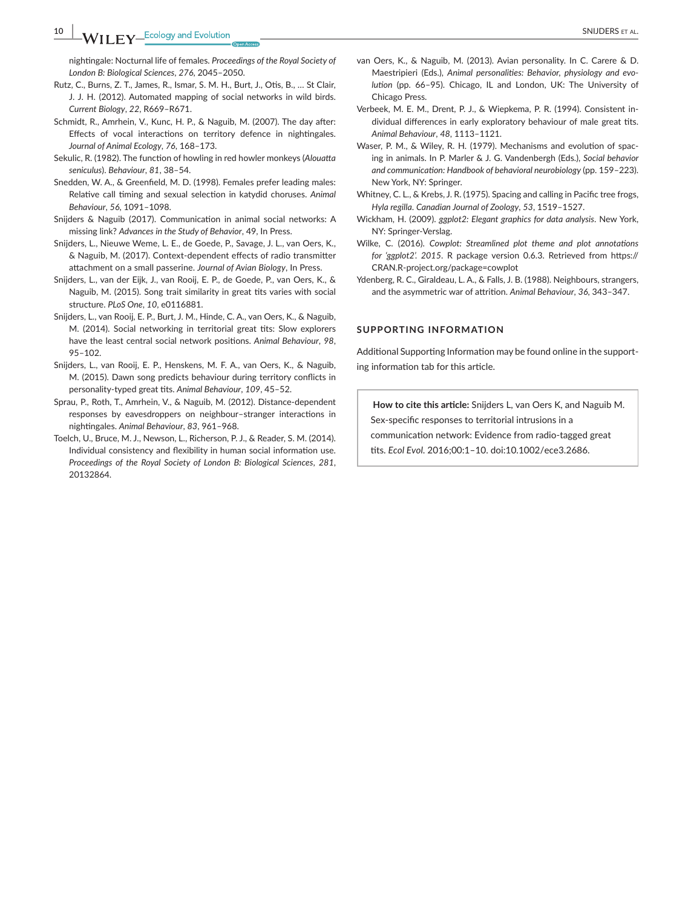nightingale: Nocturnal life of females. *Proceedings of the Royal Society of London B: Biological Sciences*, *276*, 2045–2050.

Rutz, C., Burns, Z. T., James, R., Ismar, S. M. H., Burt, J., Otis, B., … St Clair, J. J. H. (2012). Automated mapping of social networks in wild birds. *Current Biology*, *22*, R669–R671.

Schmidt, R., Amrhein, V., Kunc, H. P., & Naguib, M. (2007). The day after: Effects of vocal interactions on territory defence in nightingales. *Journal of Animal Ecology*, *76*, 168–173.

Sekulic, R. (1982). The function of howling in red howler monkeys (*Alouatta seniculus*). *Behaviour*, *81*, 38–54.

Snedden, W. A., & Greenfield, M. D. (1998). Females prefer leading males: Relative call timing and sexual selection in katydid choruses. *Animal Behaviour*, *56*, 1091–1098.

Snijders & Naguib (2017). Communication in animal social networks: A missing link? *Advances in the Study of Behavior*, 49, In Press.

Snijders, L., Nieuwe Weme, L. E., de Goede, P., Savage, J. L., van Oers, K., & Naguib, M. (2017). Context-dependent effects of radio transmitter attachment on a small passerine. *Journal of Avian Biology*, In Press.

Snijders, L., van der Eijk, J., van Rooij, E. P., de Goede, P., van Oers, K., & Naguib, M. (2015). Song trait similarity in great tits varies with social structure. *PLoS One*, *10*, e0116881.

Snijders, L., van Rooij, E. P., Burt, J. M., Hinde, C. A., van Oers, K., & Naguib, M. (2014). Social networking in territorial great tits: Slow explorers have the least central social network positions. *Animal Behaviour*, *98*, 95–102.

Snijders, L., van Rooij, E. P., Henskens, M. F. A., van Oers, K., & Naguib, M. (2015). Dawn song predicts behaviour during territory conflicts in personality-typed great tits. *Animal Behaviour*, *109*, 45–52.

Sprau, P., Roth, T., Amrhein, V., & Naguib, M. (2012). Distance-dependent responses by eavesdroppers on neighbour–stranger interactions in nightingales. *Animal Behaviour*, *83*, 961–968.

Toelch, U., Bruce, M. J., Newson, L., Richerson, P. J., & Reader, S. M. (2014). Individual consistency and flexibility in human social information use. *Proceedings of the Royal Society of London B: Biological Sciences*, *281*, 20132864.

van Oers, K., & Naguib, M. (2013). Avian personality. In C. Carere & D. Maestripieri (Eds.), *Animal personalities: Behavior, physiology and evolution* (pp. 66–95). Chicago, IL and London, UK: The University of Chicago Press.

Verbeek, M. E. M., Drent, P. J., & Wiepkema, P. R. (1994). Consistent individual differences in early exploratory behaviour of male great tits. *Animal Behaviour*, *48*, 1113–1121.

Waser, P. M., & Wiley, R. H. (1979). Mechanisms and evolution of spacing in animals. In P. Marler & J. G. Vandenbergh (Eds.), *Social behavior and communication: Handbook of behavioral neurobiology* (pp. 159–223). New York, NY: Springer.

Whitney, C. L., & Krebs, J. R. (1975). Spacing and calling in Pacific tree frogs, *Hyla regilla*. *Canadian Journal of Zoology*, *53*, 1519–1527.

Wickham, H. (2009). *ggplot2: Elegant graphics for data analysis*. New York, NY: Springer-Verslag.

Wilke, C. (2016). *Cowplot: Streamlined plot theme and plot annotations for 'ggplot2'. 2015*. R package version 0.6.3. Retrieved from https://CRAN.R-project.org/package=cowplot

Ydenberg, R. C., Giraldeau, L. A., & Falls, J. B. (1988). Neighbours, strangers, and the asymmetric war of attrition. *Animal Behaviour*, *36*, 343–347.

## SUPPORTING INFORMATION

Additional Supporting Information may be found online in the supporting information tab for this article.

**How to cite this article:** Snijders L, van Oers K, and Naguib M. Sex-specific responses to territorial intrusions in a communication network: Evidence from radio-tagged great tits. *Ecol Evol*. 2016;00:1–10. doi:10.1002/ece3.2686.